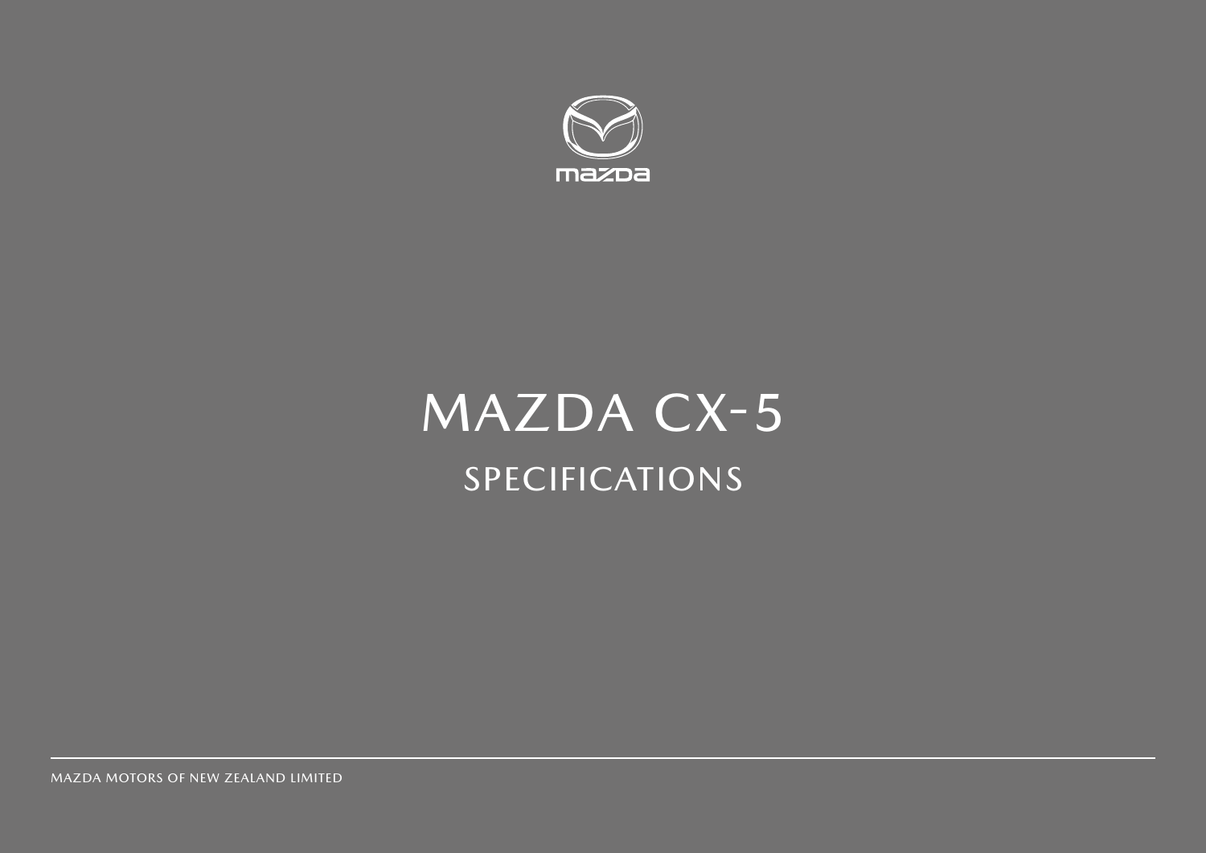mazda

# MAZDA CX-5

## SPECIFICATIONS

MAZDA MOTORS OF NEW ZEALAND LIMITED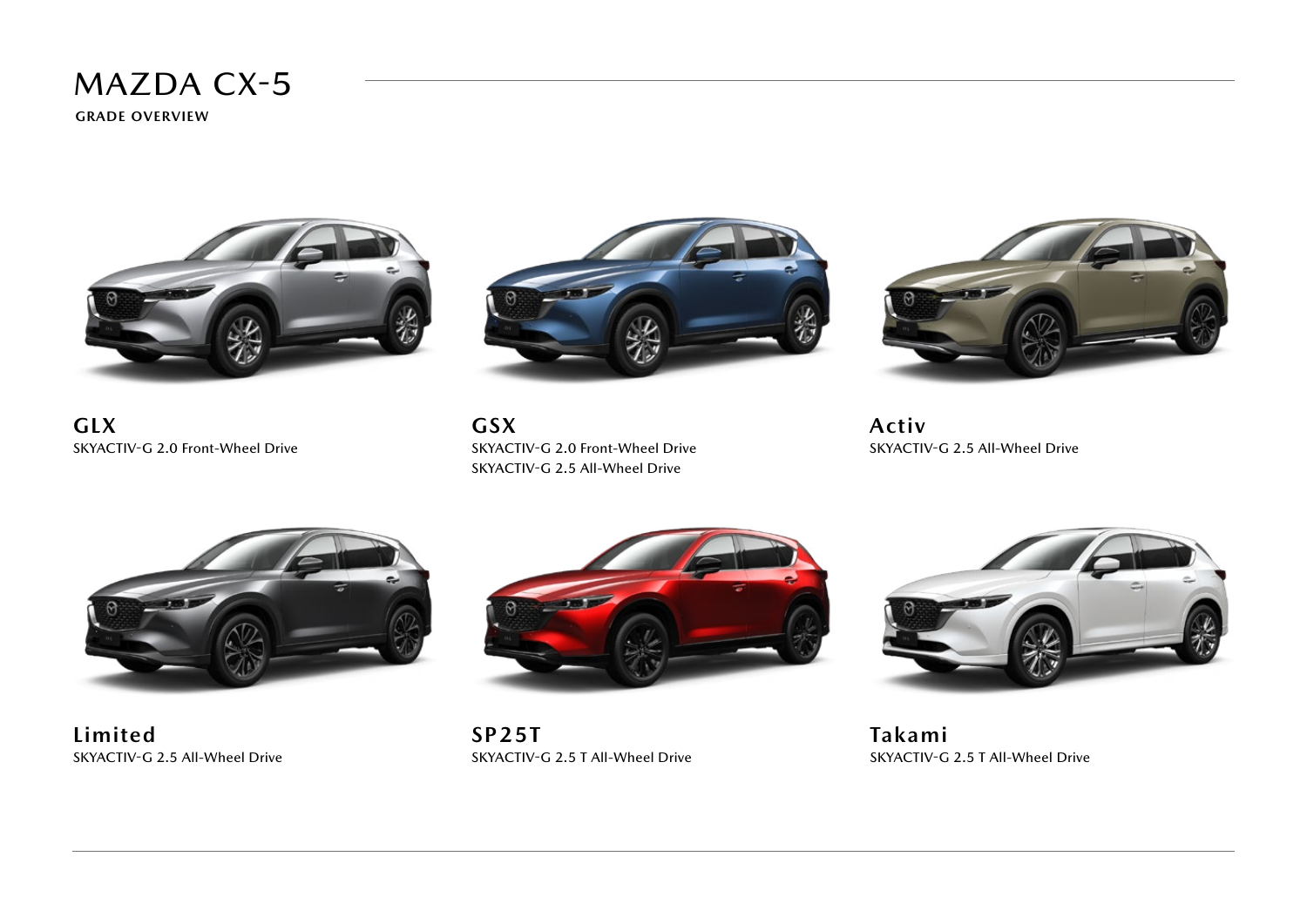# MAZDA CX-5

## GRADE OVERVIEW

### GLX
SKYACTIV-G 2.0 Front-Wheel Drive

### GSX
SKYACTIV-G 2.0 Front-Wheel Drive
SKYACTIV-G 2.5 All-Wheel Drive

### Activ
SKYACTIV-G 2.5 All-Wheel Drive

### Limited
SKYACTIV-G 2.5 All-Wheel Drive

### SP25T
SKYACTIV-G 2.5 T All-Wheel Drive

### Takami
SKYACTIV-G 2.5 T All-Wheel Drive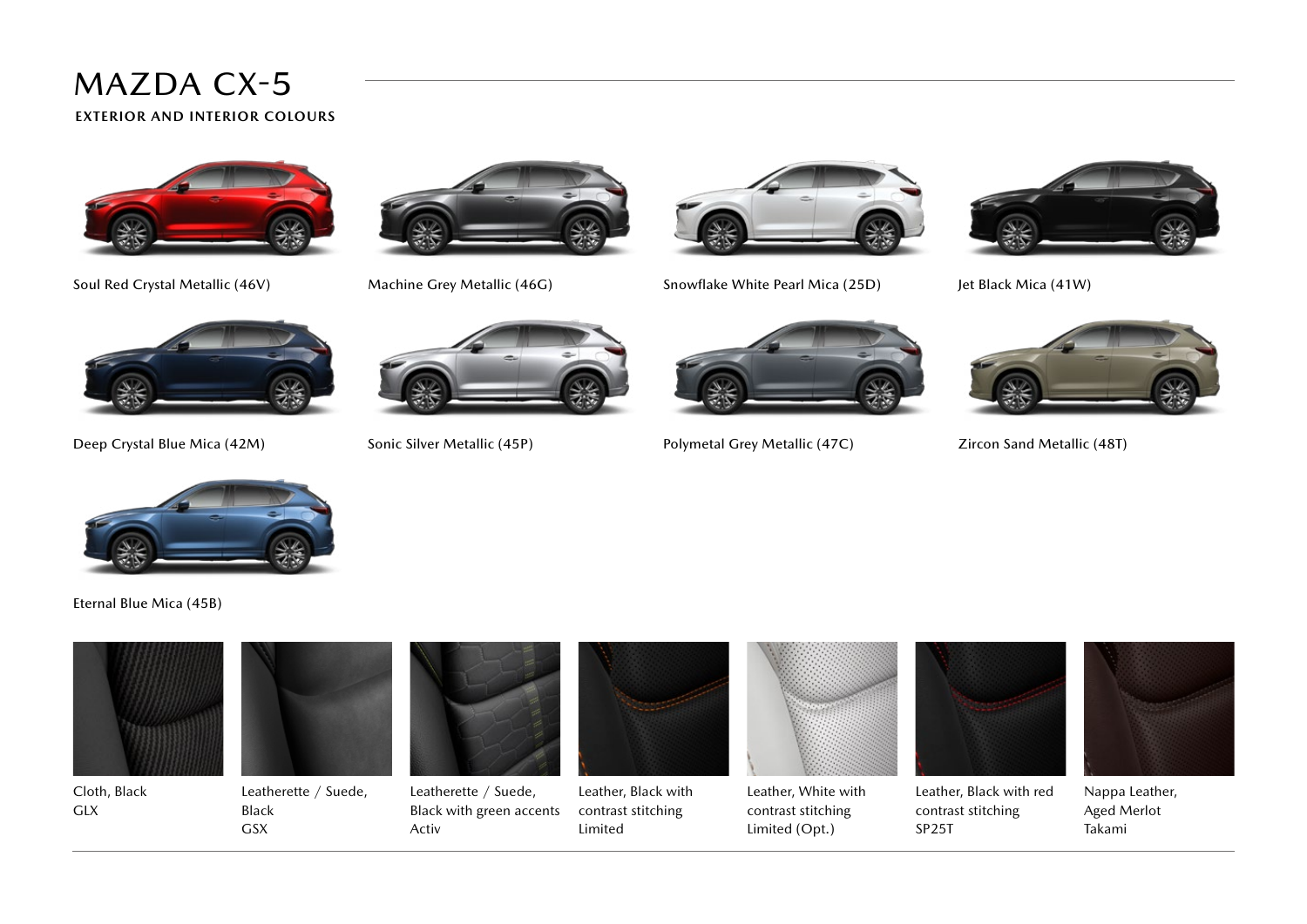# MAZDA CX-5

## EXTERIOR AND INTERIOR COLOURS

Soul Red Crystal Metallic (46V)

Machine Grey Metallic (46G)

Snowflake White Pearl Mica (25D)

Jet Black Mica (41W)

Deep Crystal Blue Mica (42M)

Sonic Silver Metallic (45P)

Polymetal Grey Metallic (47C)

Zircon Sand Metallic (48T)

Eternal Blue Mica (45B)

Cloth, Black
GLX

Leatherette / Suede,
Black
GSX

Leatherette / Suede,
Black with green accents
Activ

Leather, Black with
contrast stitching
Limited

Leather, White with
contrast stitching
Limited (Opt.)

Leather, Black with red
contrast stitching
SP25T

Nappa Leather,
Aged Merlot
Takami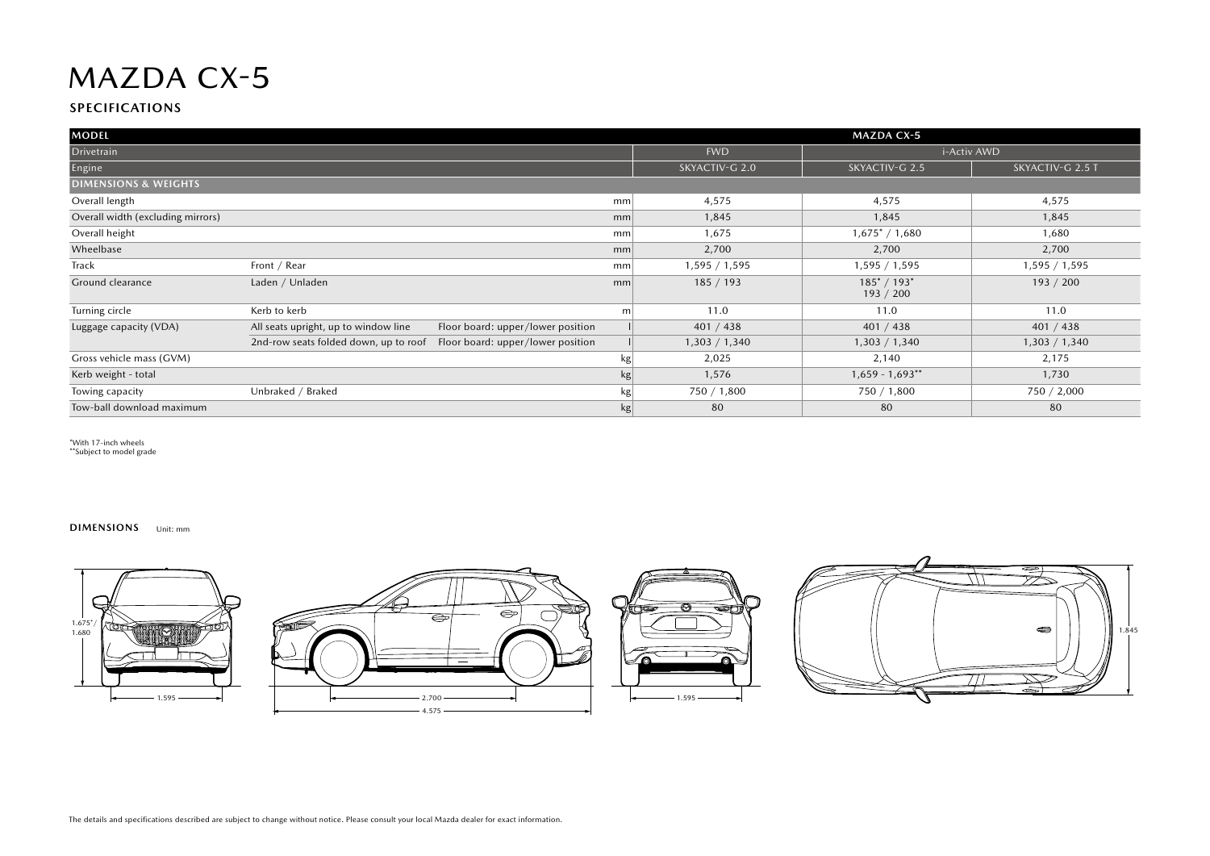# MAZDA CX-5

## SPECIFICATIONS

| MODEL | | | | MAZDA CX-5 | | |
|---|---|---|---|---|---|---|
| Drivetrain | | | | FWD | i-Activ AWD | |
| Engine | | | | SKYACTIV-G 2.0 | SKYACTIV-G 2.5 | SKYACTIV-G 2.5 T |
| **DIMENSIONS & WEIGHTS** | | | | | | |
| Overall length | | | mm | 4,575 | 4,575 | 4,575 |
| Overall width (excluding mirrors) | | | mm | 1,845 | 1,845 | 1,845 |
| Overall height | | | mm | 1,675 | 1,675* / 1,680 | 1,680 |
| Wheelbase | | | mm | 2,700 | 2,700 | 2,700 |
| Track | Front / Rear | | mm | 1,595 / 1,595 | 1,595 / 1,595 | 1,595 / 1,595 |
| Ground clearance | Laden / Unladen | | mm | 185 / 193 | 185* / 193* 193 / 200 | 193 / 200 |
| Turning circle | Kerb to kerb | | m | 11.0 | 11.0 | 11.0 |
| Luggage capacity (VDA) | All seats upright, up to window line | Floor board: upper/lower position | l | 401 / 438 | 401 / 438 | 401 / 438 |
| | 2nd-row seats folded down, up to roof | Floor board: upper/lower position | l | 1,303 / 1,340 | 1,303 / 1,340 | 1,303 / 1,340 |
| Gross vehicle mass (GVM) | | | kg | 2,025 | 2,140 | 2,175 |
| Kerb weight - total | | | kg | 1,576 | 1,659 - 1,693** | 1,730 |
| Towing capacity | Unbraked / Braked | | kg | 750 / 1,800 | 750 / 1,800 | 750 / 2,000 |
| Tow-ball download maximum | | | kg | 80 | 80 | 80 |

*With 17-inch wheels
**Subject to model grade

**DIMENSIONS** Unit: mm

1.675*/ 1.680

1.595

2.700

4.575

1.595

1.845

The details and specifications described are subject to change without notice. Please consult your local Mazda dealer for exact information.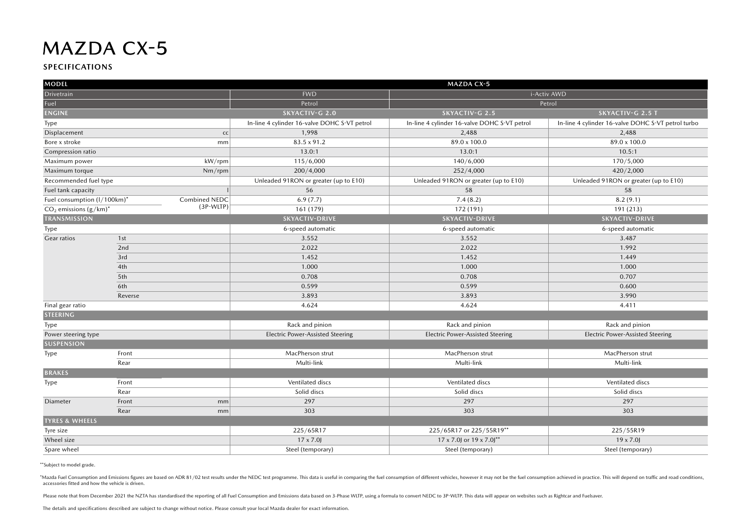# MAZDA CX-5

## SPECIFICATIONS

| MODEL | | | MAZDA CX-5 | | |
|---|---|---|---|---|---|
| Drivetrain | | | FWD | i-Activ AWD | |
| Fuel | | | Petrol | Petrol | |
| **ENGINE** | | | **SKYACTIV-G 2.0** | **SKYACTIV-G 2.5** | **SKYACTIV-G 2.5 T** |
| Type | | | In-line 4 cylinder 16-valve DOHC S-VT petrol | In-line 4 cylinder 16-valve DOHC S-VT petrol | In-line 4 cylinder 16-valve DOHC S-VT petrol turbo |
| Displacement | | cc | 1,998 | 2,488 | 2,488 |
| Bore x stroke | | mm | 83.5 x 91.2 | 89.0 x 100.0 | 89.0 x 100.0 |
| Compression ratio | | | 13.0:1 | 13.0:1 | 10.5:1 |
| Maximum power | | kW/rpm | 115/6,000 | 140/6,000 | 170/5,000 |
| Maximum torque | | Nm/rpm | 200/4,000 | 252/4,000 | 420/2,000 |
| Recommended fuel type | | | Unleaded 91RON or greater (up to E10) | Unleaded 91RON or greater (up to E10) | Unleaded 91RON or greater (up to E10) |
| Fuel tank capacity | | l | 56 | 58 | 58 |
| Fuel consumption (l/100km)* | | Combined NEDC (3P-WLTP) | 6.9 (7.7) | 7.4 (8.2) | 8.2 (9.1) |
| $CO_2$ emissions (g/km)* | | | 161 (179) | 172 (191) | 191 (213) |
| **TRANSMISSION** | | | **SKYACTIV-DRIVE** | **SKYACTIV-DRIVE** | **SKYACTIV-DRIVE** |
| Type | | | 6-speed automatic | 6-speed automatic | 6-speed automatic |
| Gear ratios | 1st | | 3.552 | 3.552 | 3.487 |
| | 2nd | | 2.022 | 2.022 | 1.992 |
| | 3rd | | 1.452 | 1.452 | 1.449 |
| | 4th | | 1.000 | 1.000 | 1.000 |
| | 5th | | 0.708 | 0.708 | 0.707 |
| | 6th | | 0.599 | 0.599 | 0.600 |
| | Reverse | | 3.893 | 3.893 | 3.990 |
| Final gear ratio | | | 4.624 | 4.624 | 4.411 |
| **STEERING** | | | | | |
| Type | | | Rack and pinion | Rack and pinion | Rack and pinion |
| Power steering type | | | Electric Power-Assisted Steering | Electric Power-Assisted Steering | Electric Power-Assisted Steering |
| **SUSPENSION** | | | | | |
| Type | Front | | MacPherson strut | MacPherson strut | MacPherson strut |
| | Rear | | Multi-link | Multi-link | Multi-link |
| **BRAKES** | | | | | |
| Type | Front | | Ventilated discs | Ventilated discs | Ventilated discs |
| | Rear | | Solid discs | Solid discs | Solid discs |
| Diameter | Front | mm | 297 | 297 | 297 |
| | Rear | mm | 303 | 303 | 303 |
| **TYRES & WHEELS** | | | | | |
| Tyre size | | | 225/65R17 | 225/65R17 or 225/55R19** | 225/55R19 |
| Wheel size | | | 17 x 7.0J | 17 x 7.0J or 19 x 7.0J** | 19 x 7.0J |
| Spare wheel | | | Steel (temporary) | Steel (temporary) | Steel (temporary) |

**Subject to model grade.

*Mazda Fuel Consumption and Emissions figures are based on ADR 81/02 test results under the NEDC test programme. This data is useful in comparing the fuel consumption of different vehicles, however it may not be the fuel consumption achieved in practice. This will depend on traffic and road conditions, accessories fitted and how the vehicle is driven.

Please note that from December 2021 the NZTA has standardised the reporting of all Fuel Consumption and Emissions data based on 3-Phase WLTP, using a formula to convert NEDC to 3P-WLTP. This data will appear on websites such as Rightcar and Fuelsaver.

The details and specifications described are subject to change without notice. Please consult your local Mazda dealer for exact information.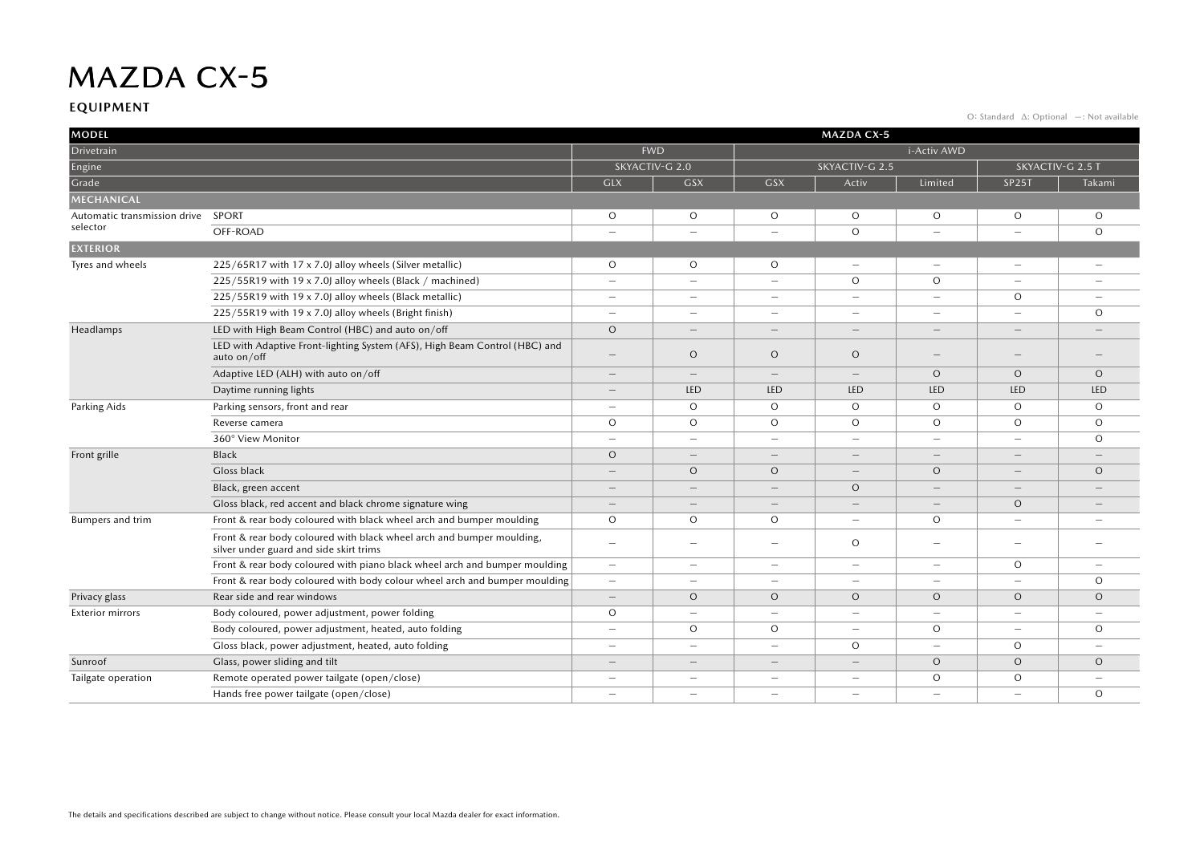# MAZDA CX-5

## EQUIPMENT

O: Standard Δ: Optional —: Not available

| MODEL | | MAZDA CX-5 | | | | | | |
|---|---|---|---|---|---|---|---|---|
| Drivetrain | | FWD | | i-Activ AWD | | | | |
| Engine | | SKYACTIV-G 2.0 | | SKYACTIV-G 2.5 | | | SKYACTIV-G 2.5 T | |
| Grade | | GLX | GSX | GSX | Activ | Limited | SP25T | Takami |
| **MECHANICAL** | | | | | | | | |
| Automatic transmission drive selector | SPORT | O | O | O | O | O | O | O |
| | OFF-ROAD | — | — | — | O | — | — | O |
| **EXTERIOR** | | | | | | | | |
| Tyres and wheels | 225/65R17 with 17 x 7.0J alloy wheels (Silver metallic) | O | O | O | — | — | — | — |
| | 225/55R19 with 19 x 7.0J alloy wheels (Black / machined) | — | — | — | O | O | — | — |
| | 225/55R19 with 19 x 7.0J alloy wheels (Black metallic) | — | — | — | — | — | O | — |
| | 225/55R19 with 19 x 7.0J alloy wheels (Bright finish) | — | — | — | — | — | — | O |
| Headlamps | LED with High Beam Control (HBC) and auto on/off | O | — | — | — | — | — | — |
| | LED with Adaptive Front-lighting System (AFS), High Beam Control (HBC) and auto on/off | — | O | O | O | — | — | — |
| | Adaptive LED (ALH) with auto on/off | — | — | — | — | O | O | O |
| | Daytime running lights | — | LED | LED | LED | LED | LED | LED |
| Parking Aids | Parking sensors, front and rear | — | O | O | O | O | O | O |
| | Reverse camera | O | O | O | O | O | O | O |
| | 360° View Monitor | — | — | — | — | — | — | O |
| Front grille | Black | O | — | — | — | — | — | — |
| | Gloss black | — | O | O | — | O | — | O |
| | Black, green accent | — | — | — | O | — | — | — |
| | Gloss black, red accent and black chrome signature wing | — | — | — | — | — | O | — |
| Bumpers and trim | Front & rear body coloured with black wheel arch and bumper moulding | O | O | O | — | O | — | — |
| | Front & rear body coloured with black wheel arch and bumper moulding, silver under guard and side skirt trims | — | — | — | O | — | — | — |
| | Front & rear body coloured with piano black wheel arch and bumper moulding | — | — | — | — | — | O | — |
| | Front & rear body coloured with body colour wheel arch and bumper moulding | — | — | — | — | — | — | O |
| Privacy glass | Rear side and rear windows | — | O | O | O | O | O | O |
| Exterior mirrors | Body coloured, power adjustment, power folding | O | — | — | — | — | — | — |
| | Body coloured, power adjustment, heated, auto folding | — | O | O | — | O | — | O |
| | Gloss black, power adjustment, heated, auto folding | — | — | — | O | — | O | — |
| Sunroof | Glass, power sliding and tilt | — | — | — | — | O | O | O |
| Tailgate operation | Remote operated power tailgate (open/close) | — | — | — | — | O | O | — |
| | Hands free power tailgate (open/close) | — | — | — | — | — | — | O |

The details and specifications described are subject to change without notice. Please consult your local Mazda dealer for exact information.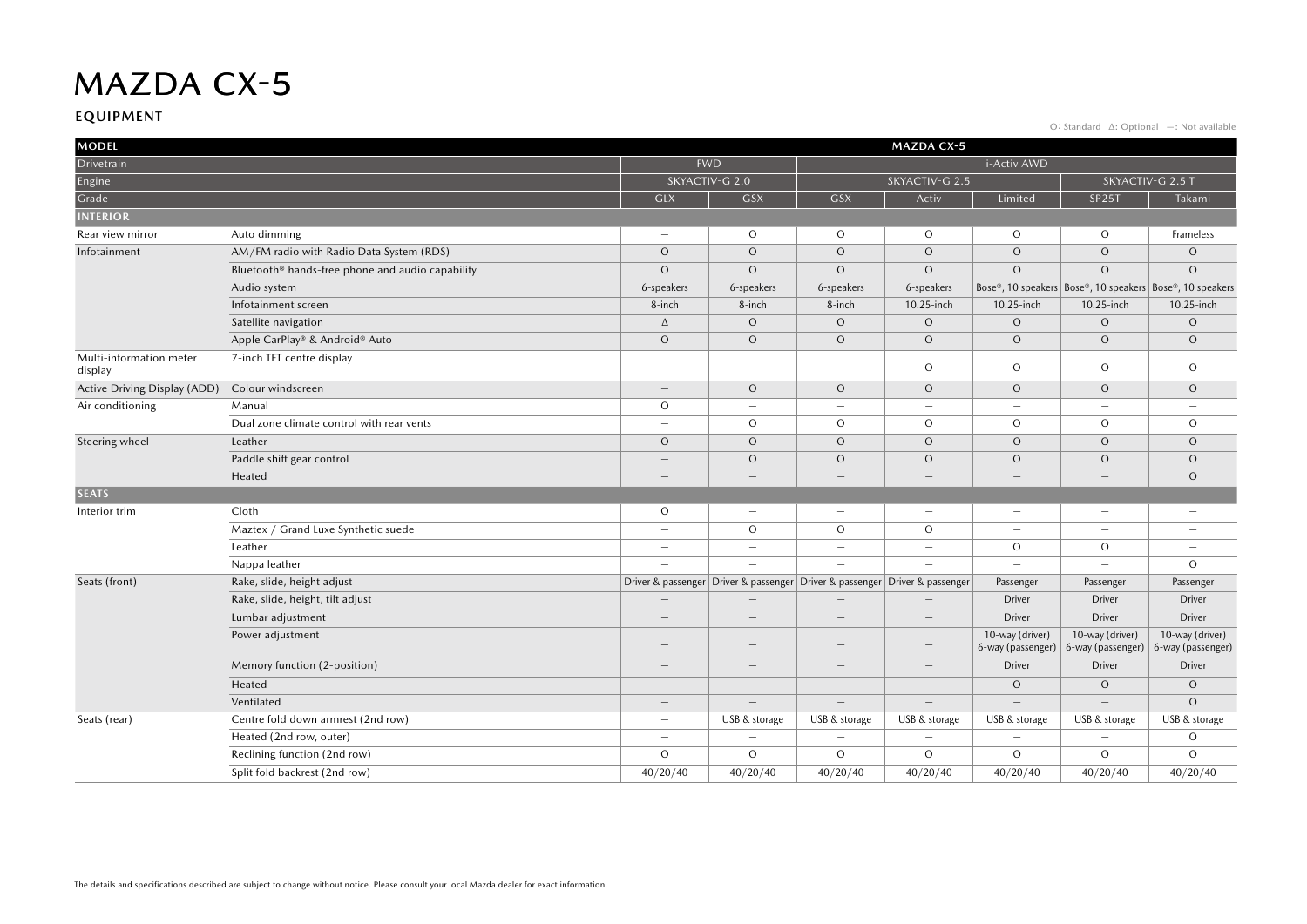# MAZDA CX-5

## EQUIPMENT

O: Standard Δ: Optional —: Not available

| MODEL | | MAZDA CX-5 | | | | | | |
|---|---|---|---|---|---|---|---|---|
| Drivetrain | | FWD | | i-Activ AWD | | | | |
| Engine | | SKYACTIV-G 2.0 | | SKYACTIV-G 2.5 | | | SKYACTIV-G 2.5 T | |
| Grade | | GLX | GSX | GSX | Activ | Limited | SP25T | Takami |
| **INTERIOR** | | | | | | | | |
| Rear view mirror | Auto dimming | — | O | O | O | O | O | Frameless |
| Infotainment | AM/FM radio with Radio Data System (RDS) | O | O | O | O | O | O | O |
| | Bluetooth® hands-free phone and audio capability | O | O | O | O | O | O | O |
| | Audio system | 6-speakers | 6-speakers | 6-speakers | 6-speakers | Bose®, 10 speakers | Bose®, 10 speakers | Bose®, 10 speakers |
| | Infotainment screen | 8-inch | 8-inch | 8-inch | 10.25-inch | 10.25-inch | 10.25-inch | 10.25-inch |
| | Satellite navigation | Δ | O | O | O | O | O | O |
| | Apple CarPlay® & Android® Auto | O | O | O | O | O | O | O |
| Multi-information meter display | 7-inch TFT centre display | — | — | — | O | O | O | O |
| Active Driving Display (ADD) | Colour windscreen | — | O | O | O | O | O | O |
| Air conditioning | Manual | O | — | — | — | — | — | — |
| | Dual zone climate control with rear vents | — | O | O | O | O | O | O |
| Steering wheel | Leather | O | O | O | O | O | O | O |
| | Paddle shift gear control | — | O | O | O | O | O | O |
| | Heated | — | — | — | — | — | — | O |
| **SEATS** | | | | | | | | |
| Interior trim | Cloth | O | — | — | — | — | — | — |
| | Maztex / Grand Luxe Synthetic suede | — | O | O | O | — | — | — |
| | Leather | — | — | — | — | O | O | — |
| | Nappa leather | — | — | — | — | — | — | O |
| Seats (front) | Rake, slide, height adjust | Driver & passenger | Driver & passenger | Driver & passenger | Driver & passenger | Passenger | Passenger | Passenger |
| | Rake, slide, height, tilt adjust | — | — | — | — | Driver | Driver | Driver |
| | Lumbar adjustment | — | — | — | — | Driver | Driver | Driver |
| | Power adjustment | — | — | — | — | 10-way (driver) 6-way (passenger) | 10-way (driver) 6-way (passenger) | 10-way (driver) 6-way (passenger) |
| | Memory function (2-position) | — | — | — | — | Driver | Driver | Driver |
| | Heated | — | — | — | — | O | O | O |
| | Ventilated | — | — | — | — | — | — | O |
| Seats (rear) | Centre fold down armrest (2nd row) | — | USB & storage | USB & storage | USB & storage | USB & storage | USB & storage | USB & storage |
| | Heated (2nd row, outer) | — | — | — | — | — | — | O |
| | Reclining function (2nd row) | O | O | O | O | O | O | O |
| | Split fold backrest (2nd row) | 40/20/40 | 40/20/40 | 40/20/40 | 40/20/40 | 40/20/40 | 40/20/40 | 40/20/40 |

The details and specifications described are subject to change without notice. Please consult your local Mazda dealer for exact information.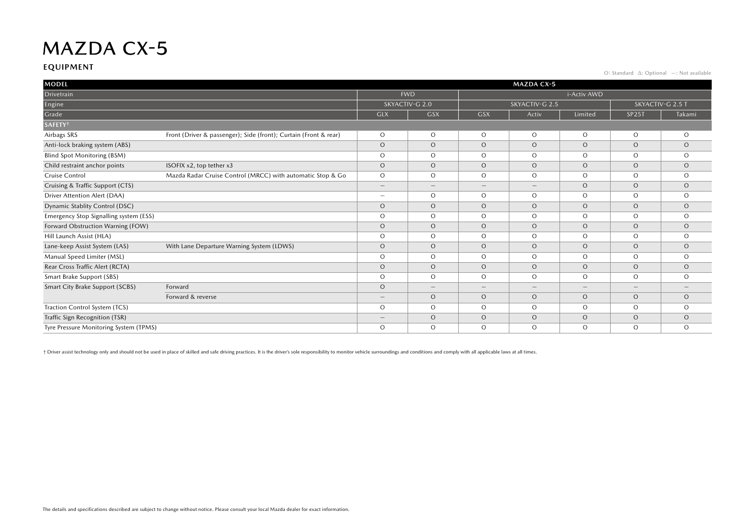# MAZDA CX-5

## EQUIPMENT

O: Standard  Δ: Optional  —: Not available

| MODEL | | MAZDA CX-5 | | | | | | |
|---|---|---|---|---|---|---|---|---|
| Drivetrain | | FWD | | i-Activ AWD | | | | |
| Engine | | SKYACTIV-G 2.0 | | SKYACTIV-G 2.5 | | | SKYACTIV-G 2.5 T | |
| Grade | | GLX | GSX | GSX | Activ | Limited | SP25T | Takami |
| **SAFETY†** | | | | | | | | |
| Airbags SRS | Front (Driver & passenger); Side (front); Curtain (Front & rear) | O | O | O | O | O | O | O |
| Anti-lock braking system (ABS) | | O | O | O | O | O | O | O |
| Blind Spot Monitoring (BSM) | | O | O | O | O | O | O | O |
| Child restraint anchor points | ISOFIX x2, top tether x3 | O | O | O | O | O | O | O |
| Cruise Control | Mazda Radar Cruise Control (MRCC) with automatic Stop & Go | O | O | O | O | O | O | O |
| Cruising & Traffic Support (CTS) | | — | — | — | — | O | O | O |
| Driver Attention Alert (DAA) | | — | O | O | O | O | O | O |
| Dynamic Stablity Control (DSC) | | O | O | O | O | O | O | O |
| Emergency Stop Signalling system (ESS) | | O | O | O | O | O | O | O |
| Forward Obstruction Warning (FOW) | | O | O | O | O | O | O | O |
| Hill Launch Assist (HLA) | | O | O | O | O | O | O | O |
| Lane-keep Assist System (LAS) | With Lane Departure Warning System (LDWS) | O | O | O | O | O | O | O |
| Manual Speed Limiter (MSL) | | O | O | O | O | O | O | O |
| Rear Cross Traffic Alert (RCTA) | | O | O | O | O | O | O | O |
| Smart Brake Support (SBS) | | O | O | O | O | O | O | O |
| Smart City Brake Support (SCBS) | Forward | O | — | — | — | — | — | — |
| | Forward & reverse | — | O | O | O | O | O | O |
| Traction Control System (TCS) | | O | O | O | O | O | O | O |
| Traffic Sign Recognition (TSR) | | — | O | O | O | O | O | O |
| Tyre Pressure Monitoring System (TPMS) | | O | O | O | O | O | O | O |

† Driver assist technology only and should not be used in place of skilled and safe driving practices. It is the driver's sole responsibility to monitor vehicle surroundings and conditions and comply with all applicable laws at all times.

The details and specifications described are subject to change without notice. Please consult your local Mazda dealer for exact information.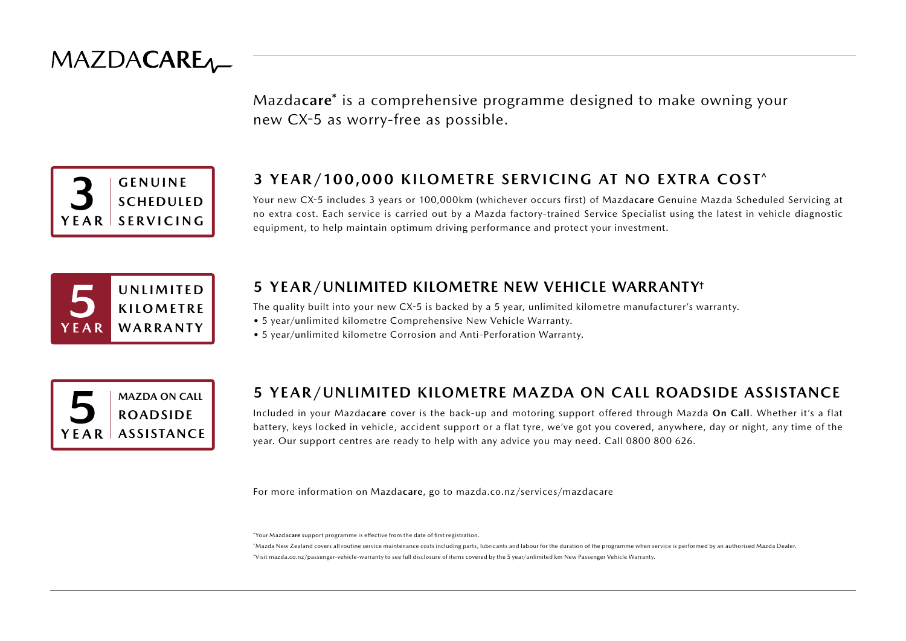# MAZDACARE

Mazda**care*** is a comprehensive programme designed to make owning your new CX-5 as worry-free as possible.

**3 YEAR | GENUINE SCHEDULED SERVICING**

## 3 YEAR/100,000 KILOMETRE SERVICING AT NO EXTRA COST^

Your new CX-5 includes 3 years or 100,000km (whichever occurs first) of Mazda**care** Genuine Mazda Scheduled Servicing at no extra cost. Each service is carried out by a Mazda factory-trained Service Specialist using the latest in vehicle diagnostic equipment, to help maintain optimum driving performance and protect your investment.

**5 YEAR | UNLIMITED KILOMETRE WARRANTY**

## 5 YEAR/UNLIMITED KILOMETRE NEW VEHICLE WARRANTY†

The quality built into your new CX-5 is backed by a 5 year, unlimited kilometre manufacturer's warranty.

- 5 year/unlimited kilometre Comprehensive New Vehicle Warranty.
- 5 year/unlimited kilometre Corrosion and Anti-Perforation Warranty.

**5 YEAR | MAZDA ON CALL ROADSIDE ASSISTANCE**

## 5 YEAR/UNLIMITED KILOMETRE MAZDA ON CALL ROADSIDE ASSISTANCE

Included in your Mazda**care** cover is the back-up and motoring support offered through Mazda **On Call**. Whether it's a flat battery, keys locked in vehicle, accident support or a flat tyre, we've got you covered, anywhere, day or night, any time of the year. Our support centres are ready to help with any advice you may need. Call 0800 800 626.

For more information on Mazda**care**, go to mazda.co.nz/services/mazdacare

*Your Mazda**care** support programme is effective from the date of first registration.

^Mazda New Zealand covers all routine service maintenance costs including parts, lubricants and labour for the duration of the programme when service is performed by an authorised Mazda Dealer.

†Visit mazda.co.nz/passenger-vehicle-warranty to see full disclosure of items covered by the 5 year/unlimited km New Passenger Vehicle Warranty.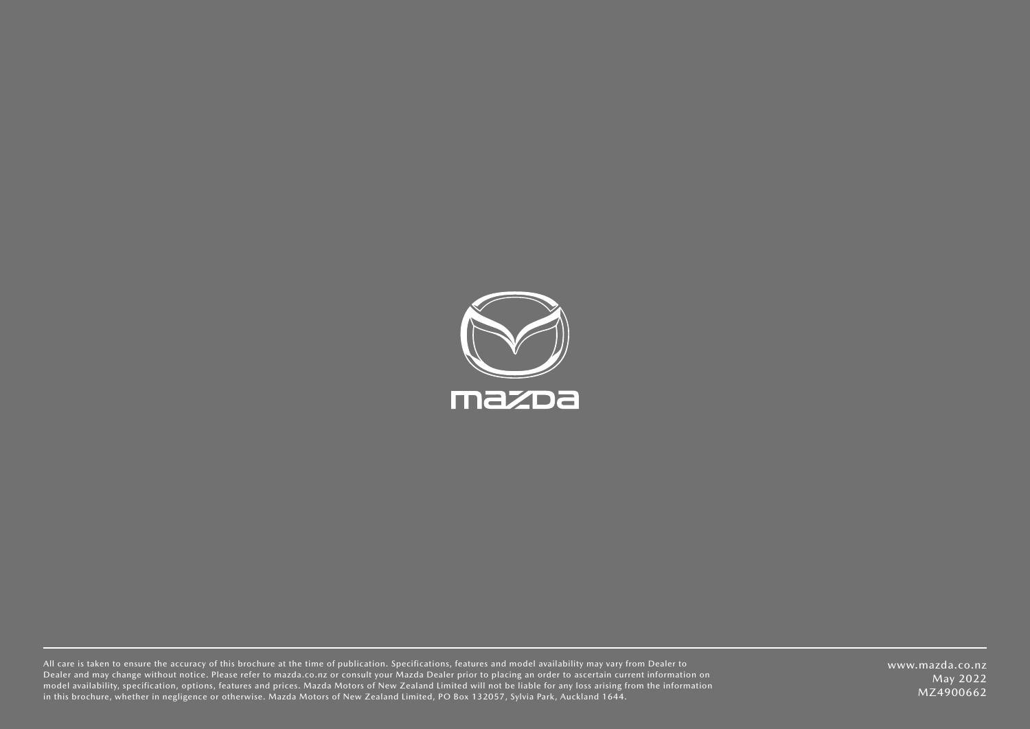mazda

All care is taken to ensure the accuracy of this brochure at the time of publication. Specifications, features and model availability may vary from Dealer to Dealer and may change without notice. Please refer to mazda.co.nz or consult your Mazda Dealer prior to placing an order to ascertain current information on model availability, specification, options, features and prices. Mazda Motors of New Zealand Limited will not be liable for any loss arising from the information in this brochure, whether in negligence or otherwise. Mazda Motors of New Zealand Limited, PO Box 132057, Sylvia Park, Auckland 1644.

www.mazda.co.nz
May 2022
MZ4900662